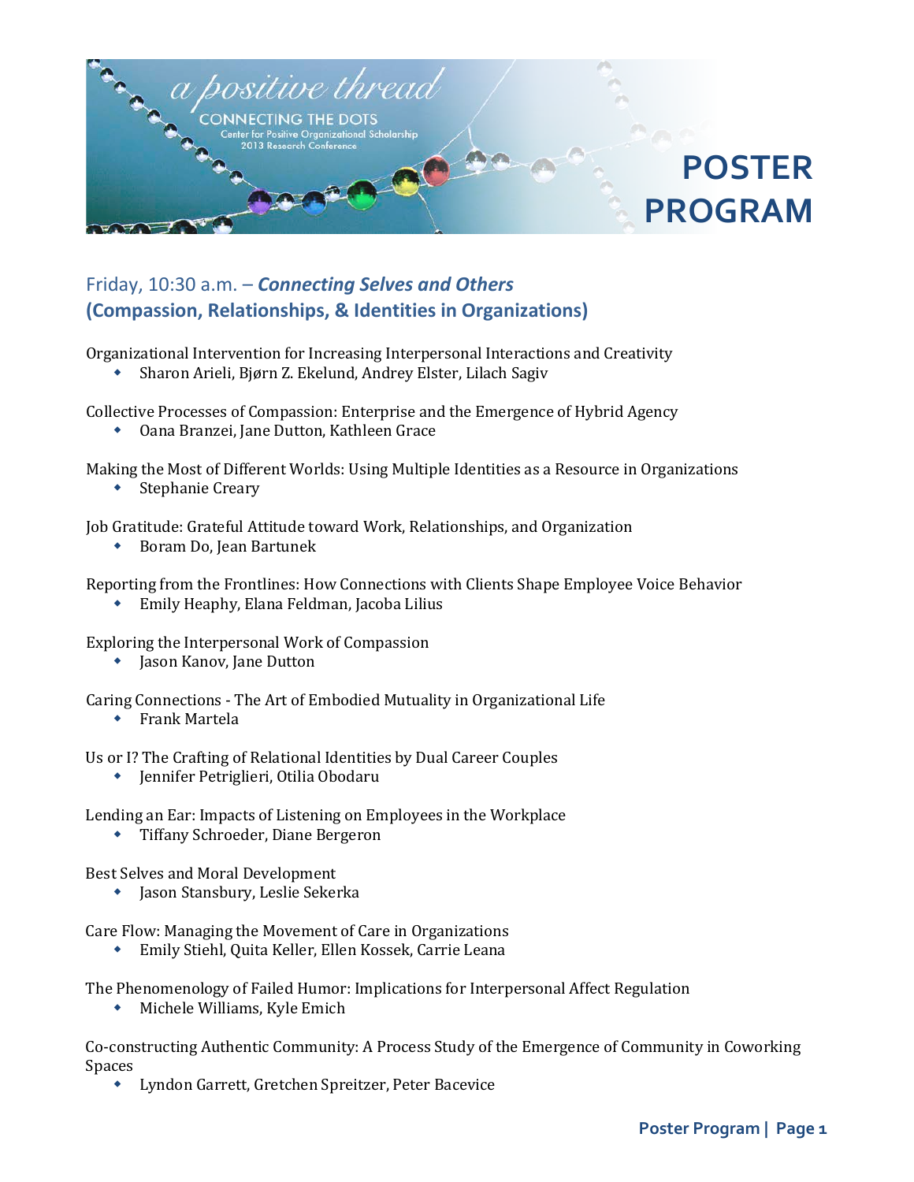a positive thread

CONNECTING THE DOTS

Center for Positive Organizational Scholarship 2013 Research Conference

# POSTER PROGRAM

## Friday, 10:30 a.m. – *Connecting Selves and Others* (Compassion, Relationships, & Identities in Organizations)

Organizational Intervention for Increasing Interpersonal Interactions and Creativity
- Sharon Arieli, Bjørn Z. Ekelund, Andrey Elster, Lilach Sagiv

Collective Processes of Compassion: Enterprise and the Emergence of Hybrid Agency
- Oana Branzei, Jane Dutton, Kathleen Grace

Making the Most of Different Worlds: Using Multiple Identities as a Resource in Organizations
- Stephanie Creary

Job Gratitude: Grateful Attitude toward Work, Relationships, and Organization
- Boram Do, Jean Bartunek

Reporting from the Frontlines: How Connections with Clients Shape Employee Voice Behavior
- Emily Heaphy, Elana Feldman, Jacoba Lilius

Exploring the Interpersonal Work of Compassion
- Jason Kanov, Jane Dutton

Caring Connections - The Art of Embodied Mutuality in Organizational Life
- Frank Martela

Us or I? The Crafting of Relational Identities by Dual Career Couples
- Jennifer Petriglieri, Otilia Obodaru

Lending an Ear: Impacts of Listening on Employees in the Workplace
- Tiffany Schroeder, Diane Bergeron

Best Selves and Moral Development
- Jason Stansbury, Leslie Sekerka

Care Flow: Managing the Movement of Care in Organizations
- Emily Stiehl, Quita Keller, Ellen Kossek, Carrie Leana

The Phenomenology of Failed Humor: Implications for Interpersonal Affect Regulation
- Michele Williams, Kyle Emich

Co-constructing Authentic Community: A Process Study of the Emergence of Community in Coworking Spaces
- Lyndon Garrett, Gretchen Spreitzer, Peter Bacevice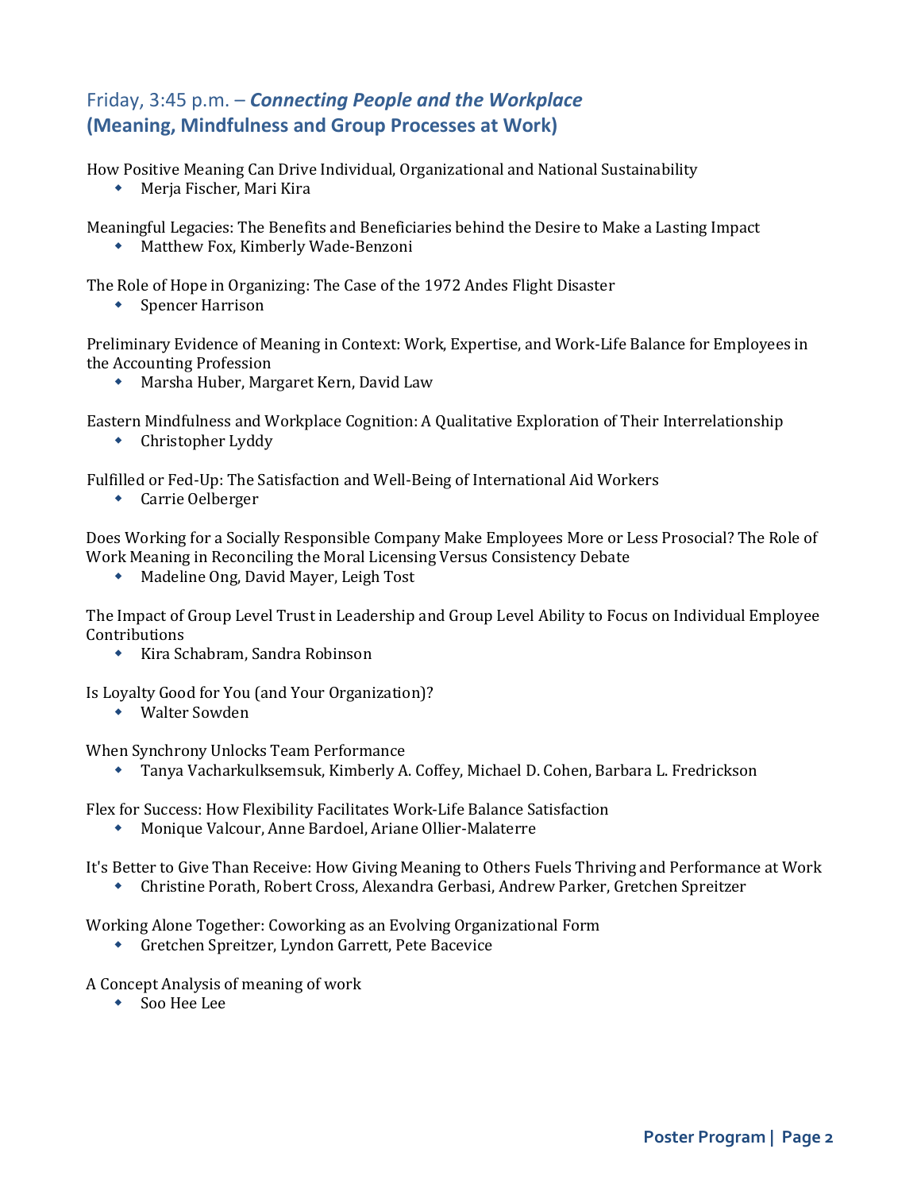## Friday, 3:45 p.m. – ***Connecting People and the Workplace*** **(Meaning, Mindfulness and Group Processes at Work)**

How Positive Meaning Can Drive Individual, Organizational and National Sustainability

- Merja Fischer, Mari Kira

Meaningful Legacies: The Benefits and Beneficiaries behind the Desire to Make a Lasting Impact

- Matthew Fox, Kimberly Wade-Benzoni

The Role of Hope in Organizing: The Case of the 1972 Andes Flight Disaster

- Spencer Harrison

Preliminary Evidence of Meaning in Context: Work, Expertise, and Work-Life Balance for Employees in the Accounting Profession

- Marsha Huber, Margaret Kern, David Law

Eastern Mindfulness and Workplace Cognition: A Qualitative Exploration of Their Interrelationship

- Christopher Lyddy

Fulfilled or Fed-Up: The Satisfaction and Well-Being of International Aid Workers

- Carrie Oelberger

Does Working for a Socially Responsible Company Make Employees More or Less Prosocial? The Role of Work Meaning in Reconciling the Moral Licensing Versus Consistency Debate

- Madeline Ong, David Mayer, Leigh Tost

The Impact of Group Level Trust in Leadership and Group Level Ability to Focus on Individual Employee Contributions

- Kira Schabram, Sandra Robinson

Is Loyalty Good for You (and Your Organization)?

- Walter Sowden

When Synchrony Unlocks Team Performance

- Tanya Vacharkulksemsuk, Kimberly A. Coffey, Michael D. Cohen, Barbara L. Fredrickson

Flex for Success: How Flexibility Facilitates Work-Life Balance Satisfaction

- Monique Valcour, Anne Bardoel, Ariane Ollier-Malaterre

It's Better to Give Than Receive: How Giving Meaning to Others Fuels Thriving and Performance at Work

- Christine Porath, Robert Cross, Alexandra Gerbasi, Andrew Parker, Gretchen Spreitzer

Working Alone Together: Coworking as an Evolving Organizational Form

- Gretchen Spreitzer, Lyndon Garrett, Pete Bacevice

A Concept Analysis of meaning of work

- Soo Hee Lee